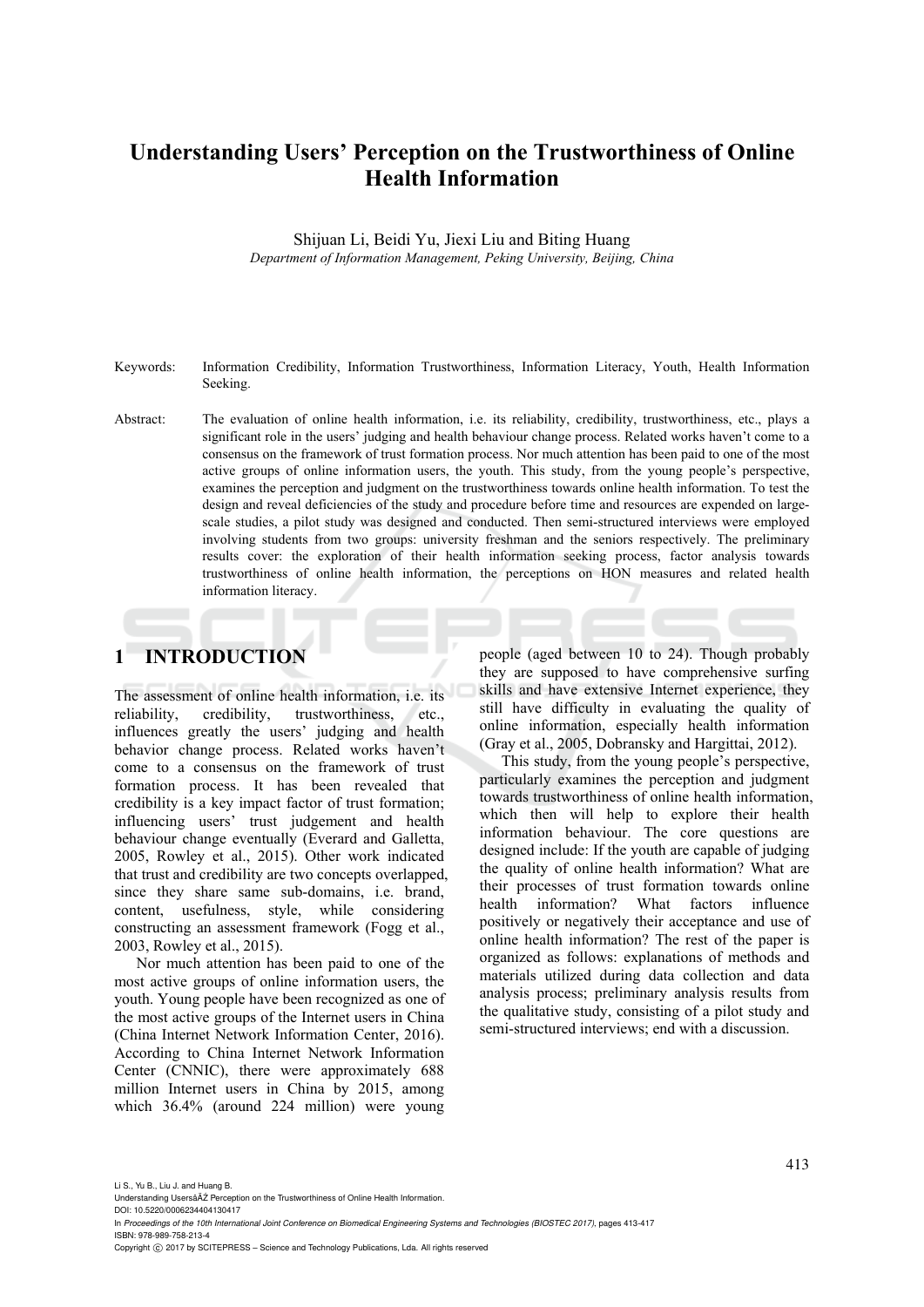# Understanding Users' Perception on the Trustworthiness of Online Health Information

Shijuan Li, Beidi Yu, Jiexi Liu and Biting Huang

*Department of Information Management, Peking University, Beijing, China*

Keywords: Information Credibility, Information Trustworthiness, Information Literacy, Youth, Health Information Seeking.

Abstract: The evaluation of online health information, i.e. its reliability, credibility, trustworthiness, etc., plays a significant role in the users' judging and health behaviour change process. Related works haven't come to a consensus on the framework of trust formation process. Nor much attention has been paid to one of the most active groups of online information users, the youth. This study, from the young people's perspective, examines the perception and judgment on the trustworthiness towards online health information. To test the design and reveal deficiencies of the study and procedure before time and resources are expended on large-scale studies, a pilot study was designed and conducted. Then semi-structured interviews were employed involving students from two groups: university freshman and the seniors respectively. The preliminary results cover: the exploration of their health information seeking process, factor analysis towards trustworthiness of online health information, the perceptions on HON measures and related health information literacy.

## 1 INTRODUCTION

The assessment of online health information, i.e. its reliability, credibility, trustworthiness, etc., influences greatly the users' judging and health behavior change process. Related works haven't come to a consensus on the framework of trust formation process. It has been revealed that credibility is a key impact factor of trust formation; influencing users' trust judgement and health behaviour change eventually (Everard and Galletta, 2005, Rowley et al., 2015). Other work indicated that trust and credibility are two concepts overlapped, since they share same sub-domains, i.e. brand, content, usefulness, style, while considering constructing an assessment framework (Fogg et al., 2003, Rowley et al., 2015).

Nor much attention has been paid to one of the most active groups of online information users, the youth. Young people have been recognized as one of the most active groups of the Internet users in China (China Internet Network Information Center, 2016). According to China Internet Network Information Center (CNNIC), there were approximately 688 million Internet users in China by 2015, among which 36.4% (around 224 million) were young people (aged between 10 to 24). Though probably they are supposed to have comprehensive surfing skills and have extensive Internet experience, they still have difficulty in evaluating the quality of online information, especially health information (Gray et al., 2005, Dobransky and Hargittai, 2012).

This study, from the young people's perspective, particularly examines the perception and judgment towards trustworthiness of online health information, which then will help to explore their health information behaviour. The core questions are designed include: If the youth are capable of judging the quality of online health information? What are their processes of trust formation towards online health information? What factors influence positively or negatively their acceptance and use of online health information? The rest of the paper is organized as follows: explanations of methods and materials utilized during data collection and data analysis process; preliminary analysis results from the qualitative study, consisting of a pilot study and semi-structured interviews; end with a discussion.

Li S., Yu B., Liu J. and Huang B.
Understanding UsersâĂŹ Perception on the Trustworthiness of Online Health Information.
DOI: 10.5220/0006234404130417
In *Proceedings of the 10th International Joint Conference on Biomedical Engineering Systems and Technologies (BIOSTEC 2017)*, pages 413-417
ISBN: 978-989-758-213-4
Copyright © 2017 by SCITEPRESS – Science and Technology Publications, Lda. All rights reserved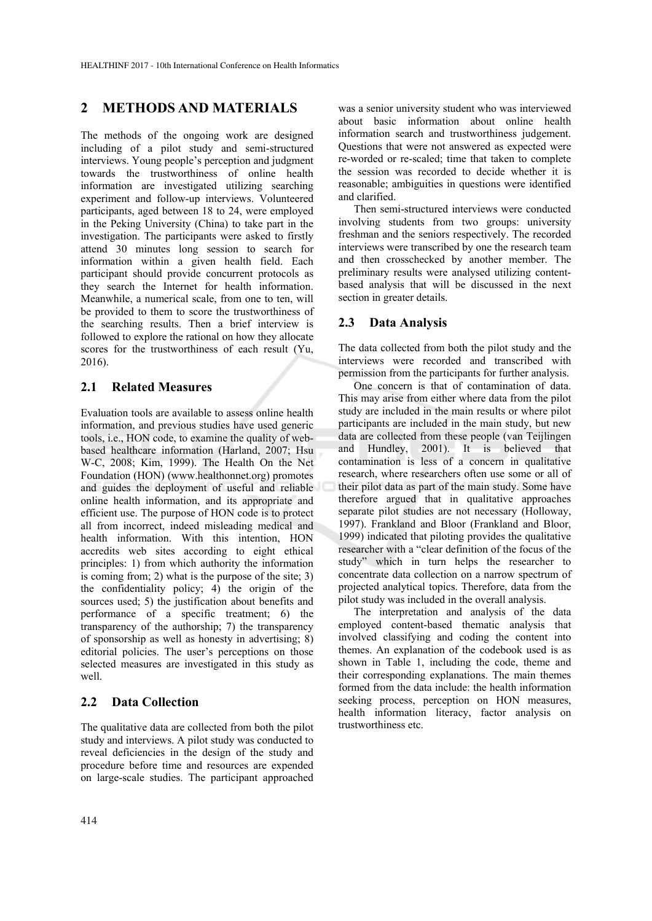## 2 METHODS AND MATERIALS

The methods of the ongoing work are designed including of a pilot study and semi-structured interviews. Young people's perception and judgment towards the trustworthiness of online health information are investigated utilizing searching experiment and follow-up interviews. Volunteered participants, aged between 18 to 24, were employed in the Peking University (China) to take part in the investigation. The participants were asked to firstly attend 30 minutes long session to search for information within a given health field. Each participant should provide concurrent protocols as they search the Internet for health information. Meanwhile, a numerical scale, from one to ten, will be provided to them to score the trustworthiness of the searching results. Then a brief interview is followed to explore the rational on how they allocate scores for the trustworthiness of each result (Yu, 2016).

### 2.1 Related Measures

Evaluation tools are available to assess online health information, and previous studies have used generic tools, i.e., HON code, to examine the quality of web-based healthcare information (Harland, 2007; Hsu W-C, 2008; Kim, 1999). The Health On the Net Foundation (HON) (www.healthonnet.org) promotes and guides the deployment of useful and reliable online health information, and its appropriate and efficient use. The purpose of HON code is to protect all from incorrect, indeed misleading medical and health information. With this intention, HON accredits web sites according to eight ethical principles: 1) from which authority the information is coming from; 2) what is the purpose of the site; 3) the confidentiality policy; 4) the origin of the sources used; 5) the justification about benefits and performance of a specific treatment; 6) the transparency of the authorship; 7) the transparency of sponsorship as well as honesty in advertising; 8) editorial policies. The user's perceptions on those selected measures are investigated in this study as well.

### 2.2 Data Collection

The qualitative data are collected from both the pilot study and interviews. A pilot study was conducted to reveal deficiencies in the design of the study and procedure before time and resources are expended on large-scale studies. The participant approached was a senior university student who was interviewed about basic information about online health information search and trustworthiness judgement. Questions that were not answered as expected were re-worded or re-scaled; time that taken to complete the session was recorded to decide whether it is reasonable; ambiguities in questions were identified and clarified.

Then semi-structured interviews were conducted involving students from two groups: university freshman and the seniors respectively. The recorded interviews were transcribed by one the research team and then crosschecked by another member. The preliminary results were analysed utilizing content-based analysis that will be discussed in the next section in greater details.

### 2.3 Data Analysis

The data collected from both the pilot study and the interviews were recorded and transcribed with permission from the participants for further analysis.

One concern is that of contamination of data. This may arise from either where data from the pilot study are included in the main results or where pilot participants are included in the main study, but new data are collected from these people (van Teijlingen and Hundley, 2001). It is believed that contamination is less of a concern in qualitative research, where researchers often use some or all of their pilot data as part of the main study. Some have therefore argued that in qualitative approaches separate pilot studies are not necessary (Holloway, 1997). Frankland and Bloor (Frankland and Bloor, 1999) indicated that piloting provides the qualitative researcher with a "clear definition of the focus of the study" which in turn helps the researcher to concentrate data collection on a narrow spectrum of projected analytical topics. Therefore, data from the pilot study was included in the overall analysis.

The interpretation and analysis of the data employed content-based thematic analysis that involved classifying and coding the content into themes. An explanation of the codebook used is as shown in Table 1, including the code, theme and their corresponding explanations. The main themes formed from the data include: the health information seeking process, perception on HON measures, health information literacy, factor analysis on trustworthiness etc.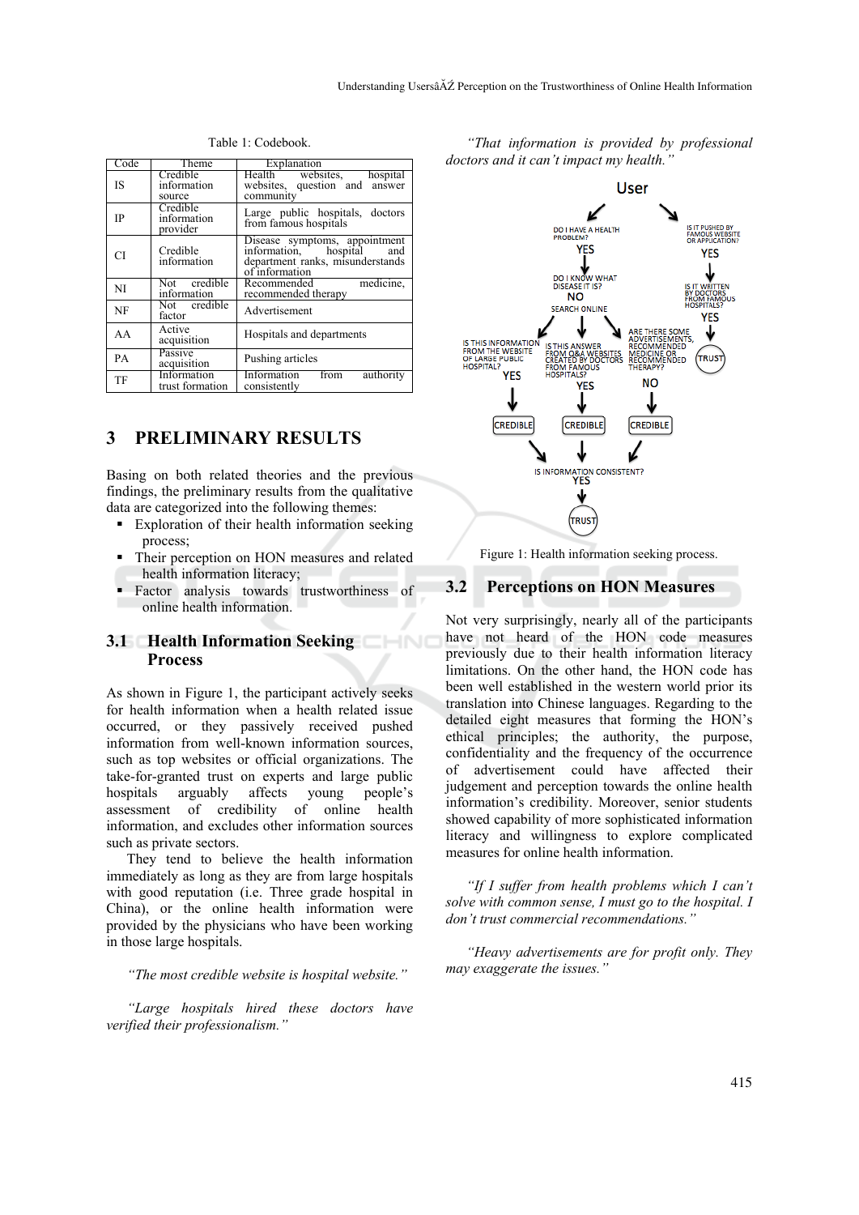Table 1: Codebook.

| Code | Theme | Explanation |
|---|---|---|
| IS | Credible information source | Health websites, hospital websites, question and answer community |
| IP | Credible information provider | Large public hospitals, doctors from famous hospitals |
| CI | Credible information | Disease symptoms, appointment information, hospital and department ranks, misunderstands of information |
| NI | Not credible information | Recommended medicine, recommended therapy |
| NF | Not credible factor | Advertisement |
| AA | Active acquisition | Hospitals and departments |
| PA | Passive acquisition | Pushing articles |
| TF | Information trust formation | Information from authority consistently |

# 3 PRELIMINARY RESULTS

Basing on both related theories and the previous findings, the preliminary results from the qualitative data are categorized into the following themes:

- Exploration of their health information seeking process;
- Their perception on HON measures and related health information literacy;
- Factor analysis towards trustworthiness of online health information.

## 3.1 Health Information Seeking Process

As shown in Figure 1, the participant actively seeks for health information when a health related issue occurred, or they passively received pushed information from well-known information sources, such as top websites or official organizations. The take-for-granted trust on experts and large public hospitals arguably affects young people's assessment of credibility of online health information, and excludes other information sources such as private sectors.

They tend to believe the health information immediately as long as they are from large hospitals with good reputation (i.e. Three grade hospital in China), or the online health information were provided by the physicians who have been working in those large hospitals.

*"The most credible website is hospital website."*

*"Large hospitals hired these doctors have verified their professionalism."*

*"That information is provided by professional doctors and it can't impact my health."*

User
- DO I HAVE A HEALTH PROBLEM? YES → DO I KNOW WHAT DISEASE IT IS? NO → SEARCH ONLINE
  - IS THIS INFORMATION FROM THE WEBSITE OF LARGE PUBLIC HOSPITAL? YES → CREDIBLE
  - IS THIS ANSWER FROM Q&A WEBSITES CREATED BY DOCTORS FROM FAMOUS HOSPITALS? YES → CREDIBLE
  - ARE THERE SOME ADVERTISEMENTS, RECOMMENDED MEDICINE OR RECOMMENDED THERAPY? NO → CREDIBLE
  - All three → IS INFORMATION CONSISTENT? YES → TRUST
- IS IT PUSHED BY FAMOUS WEBSITE OR APPLICATION? YES → IS IT WRITTEN BY DOCTORS FROM FAMOUS HOSPITALS? YES → TRUST

Figure 1: Health information seeking process.

## 3.2 Perceptions on HON Measures

Not very surprisingly, nearly all of the participants have not heard of the HON code measures previously due to their health information literacy limitations. On the other hand, the HON code has been well established in the western world prior its translation into Chinese languages. Regarding to the detailed eight measures that forming the HON's ethical principles; the authority, the purpose, confidentiality and the frequency of the occurrence of advertisement could have affected their judgement and perception towards the online health information's credibility. Moreover, senior students showed capability of more sophisticated information literacy and willingness to explore complicated measures for online health information.

*"If I suffer from health problems which I can't solve with common sense, I must go to the hospital. I don't trust commercial recommendations."*

*"Heavy advertisements are for profit only. They may exaggerate the issues."*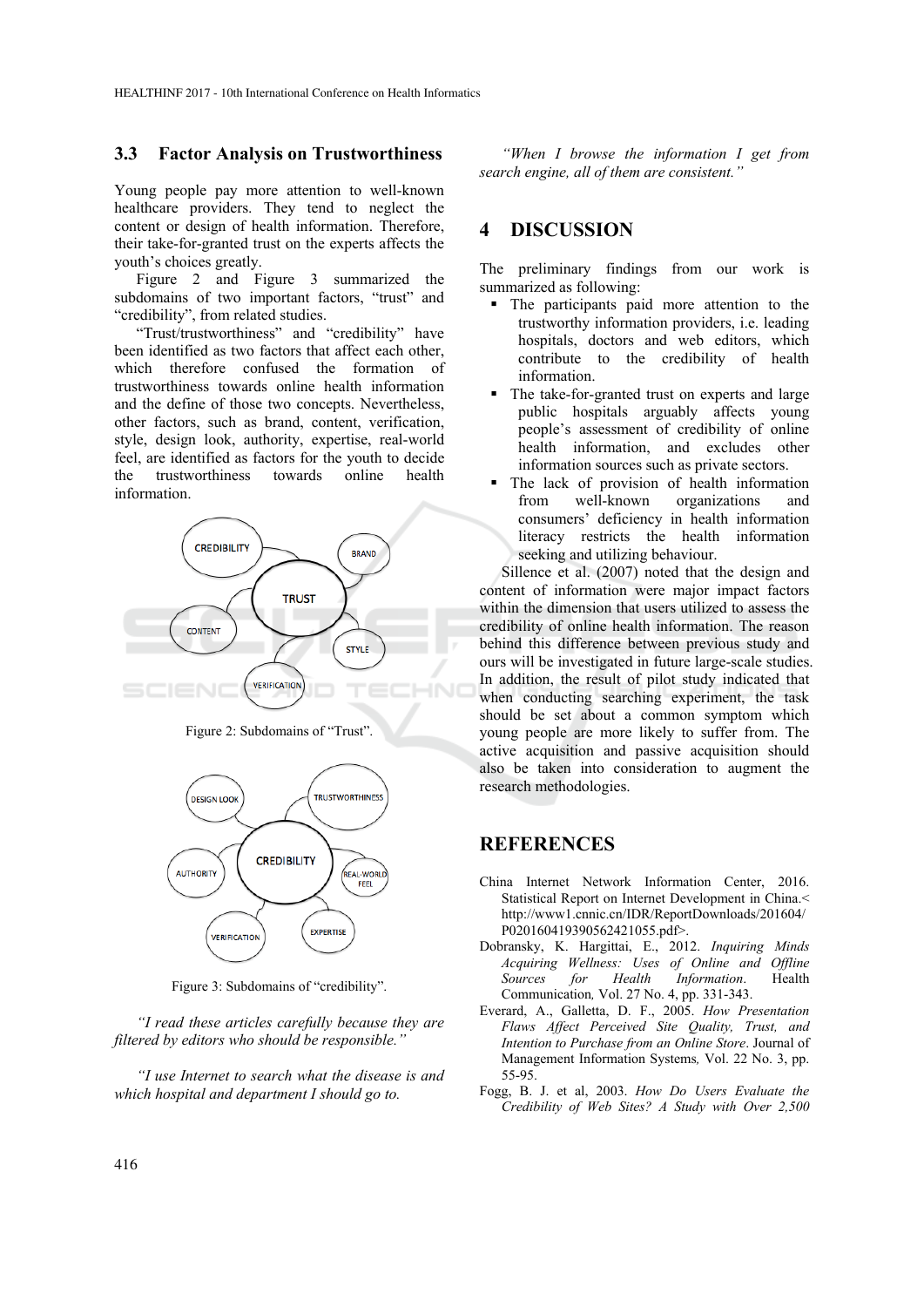### 3.3 Factor Analysis on Trustworthiness

Young people pay more attention to well-known healthcare providers. They tend to neglect the content or design of health information. Therefore, their take-for-granted trust on the experts affects the youth's choices greatly.

Figure 2 and Figure 3 summarized the subdomains of two important factors, "trust" and "credibility", from related studies.

"Trust/trustworthiness" and "credibility" have been identified as two factors that affect each other, which therefore confused the formation of trustworthiness towards online health information and the define of those two concepts. Nevertheless, other factors, such as brand, content, verification, style, design look, authority, expertise, real-world feel, are identified as factors for the youth to decide the trustworthiness towards online health information.

Figure 2: Subdomains of "Trust".

Figure 3: Subdomains of "credibility".

*"I read these articles carefully because they are filtered by editors who should be responsible."*

*"I use Internet to search what the disease is and which hospital and department I should go to.*

*"When I browse the information I get from search engine, all of them are consistent."*

## 4 DISCUSSION

The preliminary findings from our work is summarized as following:

- The participants paid more attention to the trustworthy information providers, i.e. leading hospitals, doctors and web editors, which contribute to the credibility of health information.
- The take-for-granted trust on experts and large public hospitals arguably affects young people's assessment of credibility of online health information, and excludes other information sources such as private sectors.
- The lack of provision of health information from well-known organizations and consumers' deficiency in health information literacy restricts the health information seeking and utilizing behaviour.

Sillence et al. (2007) noted that the design and content of information were major impact factors within the dimension that users utilized to assess the credibility of online health information. The reason behind this difference between previous study and ours will be investigated in future large-scale studies. In addition, the result of pilot study indicated that when conducting searching experiment, the task should be set about a common symptom which young people are more likely to suffer from. The active acquisition and passive acquisition should also be taken into consideration to augment the research methodologies.

## REFERENCES

China Internet Network Information Center, 2016. Statistical Report on Internet Development in China.< http://www1.cnnic.cn/IDR/ReportDownloads/201604/P020160419390562421055.pdf>.

Dobransky, K. Hargittai, E., 2012. *Inquiring Minds Acquiring Wellness: Uses of Online and Offline Sources for Health Information*. Health Communication, Vol. 27 No. 4, pp. 331-343.

Everard, A., Galletta, D. F., 2005. *How Presentation Flaws Affect Perceived Site Quality, Trust, and Intention to Purchase from an Online Store*. Journal of Management Information Systems, Vol. 22 No. 3, pp. 55-95.

Fogg, B. J. et al, 2003. *How Do Users Evaluate the Credibility of Web Sites? A Study with Over 2,500*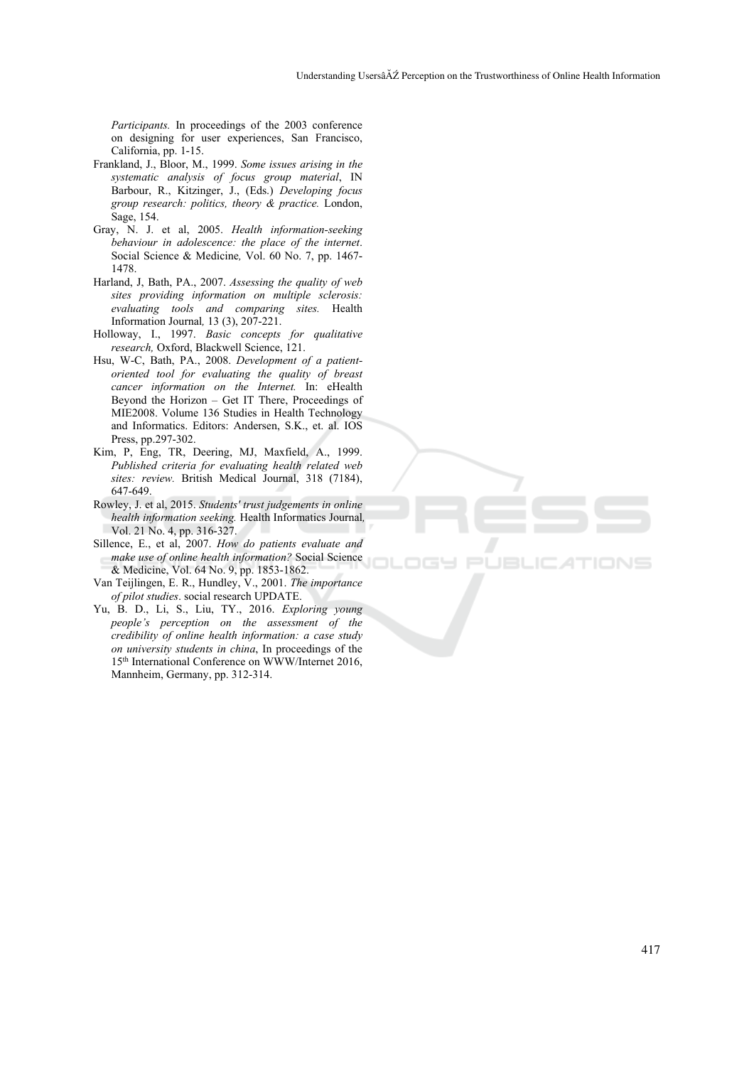*Participants.* In proceedings of the 2003 conference on designing for user experiences, San Francisco, California, pp. 1-15.

Frankland, J., Bloor, M., 1999. *Some issues arising in the systematic analysis of focus group material*, IN Barbour, R., Kitzinger, J., (Eds.) *Developing focus group research: politics, theory & practice.* London, Sage, 154.

Gray, N. J. et al, 2005. *Health information-seeking behaviour in adolescence: the place of the internet*. Social Science & Medicine, Vol. 60 No. 7, pp. 1467-1478.

Harland, J, Bath, PA., 2007. *Assessing the quality of web sites providing information on multiple sclerosis: evaluating tools and comparing sites.* Health Information Journal, 13 (3), 207-221.

Holloway, I., 1997. *Basic concepts for qualitative research,* Oxford, Blackwell Science, 121.

Hsu, W-C, Bath, PA., 2008. *Development of a patient-oriented tool for evaluating the quality of breast cancer information on the Internet.* In: eHealth Beyond the Horizon – Get IT There, Proceedings of MIE2008. Volume 136 Studies in Health Technology and Informatics. Editors: Andersen, S.K., et. al. IOS Press, pp.297-302.

Kim, P, Eng, TR, Deering, MJ, Maxfield, A., 1999. *Published criteria for evaluating health related web sites: review.* British Medical Journal, 318 (7184), 647-649.

Rowley, J. et al, 2015. *Students' trust judgements in online health information seeking.* Health Informatics Journal, Vol. 21 No. 4, pp. 316-327.

Sillence, E., et al, 2007. *How do patients evaluate and make use of online health information?* Social Science & Medicine, Vol. 64 No. 9, pp. 1853-1862.

Van Teijlingen, E. R., Hundley, V., 2001. *The importance of pilot studies*. social research UPDATE.

Yu, B. D., Li, S., Liu, TY., 2016. *Exploring young people's perception on the assessment of the credibility of online health information: a case study on university students in china*, In proceedings of the 15th International Conference on WWW/Internet 2016, Mannheim, Germany, pp. 312-314.